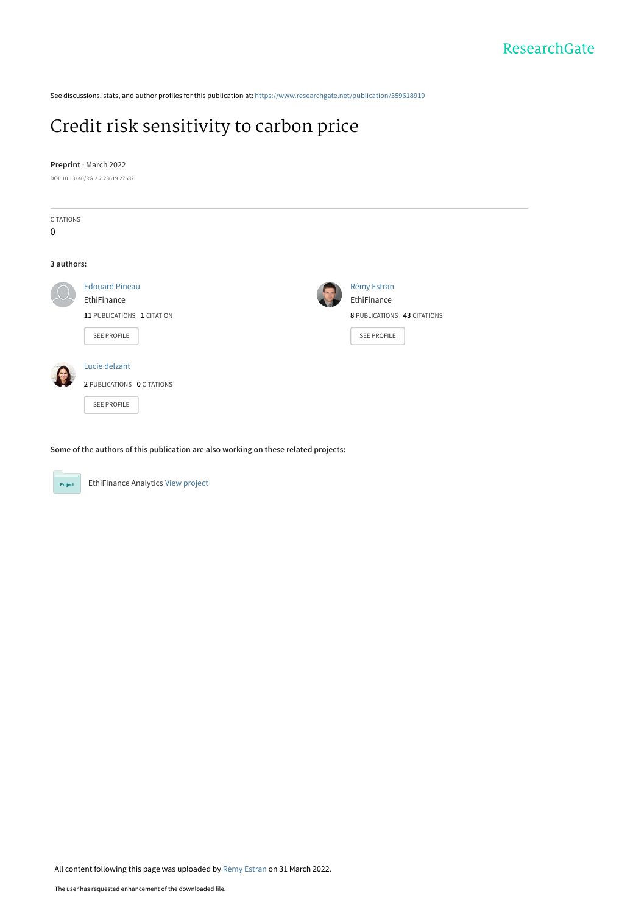See discussions, stats, and author profiles for this publication at: https://www.researchgate.net/publication/359618910

# Credit risk sensitivity to carbon price

**Preprint** · March 2022

DOI: 10.13140/RG.2.2.23619.27682

CITATIONS

0

**3 authors:**

Edouard Pineau
EthiFinance
**11** PUBLICATIONS **1** CITATION
SEE PROFILE

Rémy Estran
EthiFinance
**8** PUBLICATIONS **43** CITATIONS
SEE PROFILE

Lucie delzant
**2** PUBLICATIONS **0** CITATIONS
SEE PROFILE

**Some of the authors of this publication are also working on these related projects:**

EthiFinance Analytics View project

All content following this page was uploaded by Rémy Estran on 31 March 2022.

The user has requested enhancement of the downloaded file.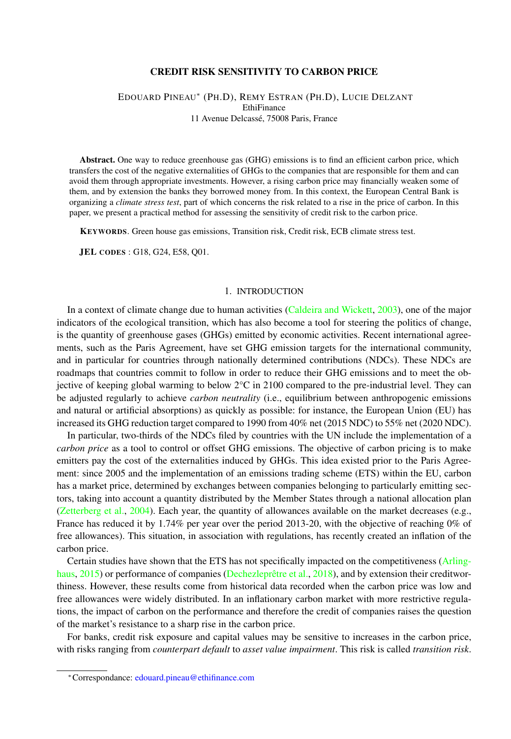# CREDIT RISK SENSITIVITY TO CARBON PRICE

EDOUARD PINEAU* (PH.D), REMY ESTRAN (PH.D), LUCIE DELZANT
EthiFinance
11 Avenue Delcassé, 75008 Paris, France

**Abstract.** One way to reduce greenhouse gas (GHG) emissions is to find an efficient carbon price, which transfers the cost of the negative externalities of GHGs to the companies that are responsible for them and can avoid them through appropriate investments. However, a rising carbon price may financially weaken some of them, and by extension the banks they borrowed money from. In this context, the European Central Bank is organizing a *climate stress test*, part of which concerns the risk related to a rise in the price of carbon. In this paper, we present a practical method for assessing the sensitivity of credit risk to the carbon price.

**KEYWORDS**. Green house gas emissions, Transition risk, Credit risk, ECB climate stress test.

**JEL CODES** : G18, G24, E58, Q01.

## 1. INTRODUCTION

In a context of climate change due to human activities (Caldeira and Wickett, 2003), one of the major indicators of the ecological transition, which has also become a tool for steering the politics of change, is the quantity of greenhouse gases (GHGs) emitted by economic activities. Recent international agreements, such as the Paris Agreement, have set GHG emission targets for the international community, and in particular for countries through nationally determined contributions (NDCs). These NDCs are roadmaps that countries commit to follow in order to reduce their GHG emissions and to meet the objective of keeping global warming to below 2°C in 2100 compared to the pre-industrial level. They can be adjusted regularly to achieve *carbon neutrality* (i.e., equilibrium between anthropogenic emissions and natural or artificial absorptions) as quickly as possible: for instance, the European Union (EU) has increased its GHG reduction target compared to 1990 from 40% net (2015 NDC) to 55% net (2020 NDC).

In particular, two-thirds of the NDCs filed by countries with the UN include the implementation of a *carbon price* as a tool to control or offset GHG emissions. The objective of carbon pricing is to make emitters pay the cost of the externalities induced by GHGs. This idea existed prior to the Paris Agreement: since 2005 and the implementation of an emissions trading scheme (ETS) within the EU, carbon has a market price, determined by exchanges between companies belonging to particularly emitting sectors, taking into account a quantity distributed by the Member States through a national allocation plan (Zetterberg et al., 2004). Each year, the quantity of allowances available on the market decreases (e.g., France has reduced it by 1.74% per year over the period 2013-20, with the objective of reaching 0% of free allowances). This situation, in association with regulations, has recently created an inflation of the carbon price.

Certain studies have shown that the ETS has not specifically impacted on the competitiveness (Arlinghaus, 2015) or performance of companies (Dechezleprêtre et al., 2018), and by extension their creditworthiness. However, these results come from historical data recorded when the carbon price was low and free allowances were widely distributed. In an inflationary carbon market with more restrictive regulations, the impact of carbon on the performance and therefore the credit of companies raises the question of the market's resistance to a sharp rise in the carbon price.

For banks, credit risk exposure and capital values may be sensitive to increases in the carbon price, with risks ranging from *counterpart default* to *asset value impairment*. This risk is called *transition risk*.

*Correspondance: edouard.pineau@ethifinance.com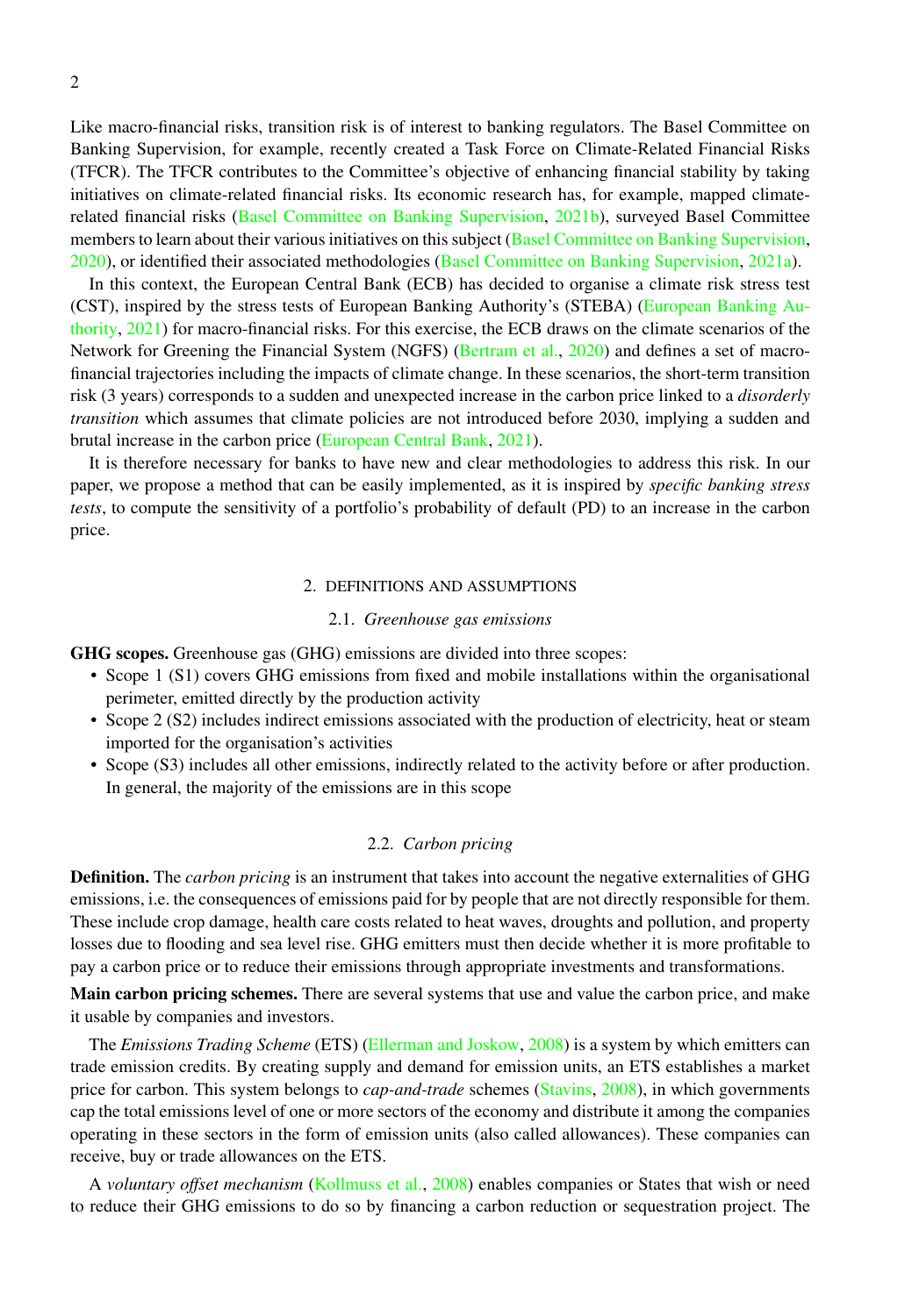Like macro-financial risks, transition risk is of interest to banking regulators. The Basel Committee on Banking Supervision, for example, recently created a Task Force on Climate-Related Financial Risks (TFCR). The TFCR contributes to the Committee's objective of enhancing financial stability by taking initiatives on climate-related financial risks. Its economic research has, for example, mapped climate-related financial risks (Basel Committee on Banking Supervision, 2021b), surveyed Basel Committee members to learn about their various initiatives on this subject (Basel Committee on Banking Supervision, 2020), or identified their associated methodologies (Basel Committee on Banking Supervision, 2021a).

In this context, the European Central Bank (ECB) has decided to organise a climate risk stress test (CST), inspired by the stress tests of European Banking Authority's (STEBA) (European Banking Authority, 2021) for macro-financial risks. For this exercise, the ECB draws on the climate scenarios of the Network for Greening the Financial System (NGFS) (Bertram et al., 2020) and defines a set of macro-financial trajectories including the impacts of climate change. In these scenarios, the short-term transition risk (3 years) corresponds to a sudden and unexpected increase in the carbon price linked to a *disorderly transition* which assumes that climate policies are not introduced before 2030, implying a sudden and brutal increase in the carbon price (European Central Bank, 2021).

It is therefore necessary for banks to have new and clear methodologies to address this risk. In our paper, we propose a method that can be easily implemented, as it is inspired by *specific banking stress tests*, to compute the sensitivity of a portfolio's probability of default (PD) to an increase in the carbon price.

## 2. DEFINITIONS AND ASSUMPTIONS

### 2.1. *Greenhouse gas emissions*

**GHG scopes.** Greenhouse gas (GHG) emissions are divided into three scopes:

- Scope 1 (S1) covers GHG emissions from fixed and mobile installations within the organisational perimeter, emitted directly by the production activity
- Scope 2 (S2) includes indirect emissions associated with the production of electricity, heat or steam imported for the organisation's activities
- Scope (S3) includes all other emissions, indirectly related to the activity before or after production. In general, the majority of the emissions are in this scope

### 2.2. *Carbon pricing*

**Definition.** The *carbon pricing* is an instrument that takes into account the negative externalities of GHG emissions, i.e. the consequences of emissions paid for by people that are not directly responsible for them. These include crop damage, health care costs related to heat waves, droughts and pollution, and property losses due to flooding and sea level rise. GHG emitters must then decide whether it is more profitable to pay a carbon price or to reduce their emissions through appropriate investments and transformations.

**Main carbon pricing schemes.** There are several systems that use and value the carbon price, and make it usable by companies and investors.

The *Emissions Trading Scheme* (ETS) (Ellerman and Joskow, 2008) is a system by which emitters can trade emission credits. By creating supply and demand for emission units, an ETS establishes a market price for carbon. This system belongs to *cap-and-trade* schemes (Stavins, 2008), in which governments cap the total emissions level of one or more sectors of the economy and distribute it among the companies operating in these sectors in the form of emission units (also called allowances). These companies can receive, buy or trade allowances on the ETS.

A *voluntary offset mechanism* (Kollmuss et al., 2008) enables companies or States that wish or need to reduce their GHG emissions to do so by financing a carbon reduction or sequestration project. The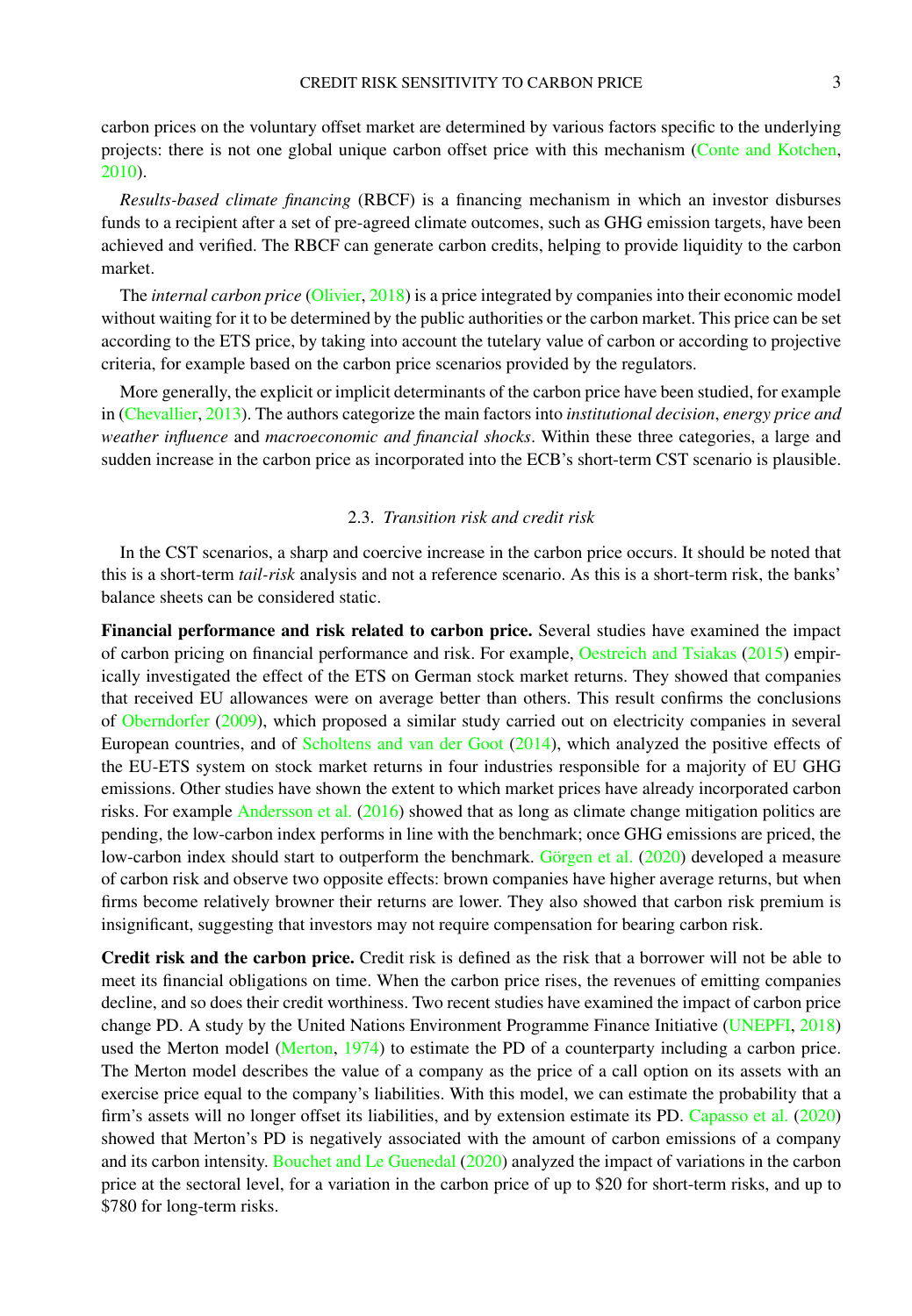carbon prices on the voluntary offset market are determined by various factors specific to the underlying projects: there is not one global unique carbon offset price with this mechanism (Conte and Kotchen, 2010).

*Results-based climate financing* (RBCF) is a financing mechanism in which an investor disburses funds to a recipient after a set of pre-agreed climate outcomes, such as GHG emission targets, have been achieved and verified. The RBCF can generate carbon credits, helping to provide liquidity to the carbon market.

The *internal carbon price* (Olivier, 2018) is a price integrated by companies into their economic model without waiting for it to be determined by the public authorities or the carbon market. This price can be set according to the ETS price, by taking into account the tutelary value of carbon or according to projective criteria, for example based on the carbon price scenarios provided by the regulators.

More generally, the explicit or implicit determinants of the carbon price have been studied, for example in (Chevallier, 2013). The authors categorize the main factors into *institutional decision*, *energy price and weather influence* and *macroeconomic and financial shocks*. Within these three categories, a large and sudden increase in the carbon price as incorporated into the ECB's short-term CST scenario is plausible.

### 2.3. *Transition risk and credit risk*

In the CST scenarios, a sharp and coercive increase in the carbon price occurs. It should be noted that this is a short-term *tail-risk* analysis and not a reference scenario. As this is a short-term risk, the banks' balance sheets can be considered static.

**Financial performance and risk related to carbon price.** Several studies have examined the impact of carbon pricing on financial performance and risk. For example, Oestreich and Tsiakas (2015) empirically investigated the effect of the ETS on German stock market returns. They showed that companies that received EU allowances were on average better than others. This result confirms the conclusions of Oberndorfer (2009), which proposed a similar study carried out on electricity companies in several European countries, and of Scholtens and van der Goot (2014), which analyzed the positive effects of the EU-ETS system on stock market returns in four industries responsible for a majority of EU GHG emissions. Other studies have shown the extent to which market prices have already incorporated carbon risks. For example Andersson et al. (2016) showed that as long as climate change mitigation politics are pending, the low-carbon index performs in line with the benchmark; once GHG emissions are priced, the low-carbon index should start to outperform the benchmark. Görgen et al. (2020) developed a measure of carbon risk and observe two opposite effects: brown companies have higher average returns, but when firms become relatively browner their returns are lower. They also showed that carbon risk premium is insignificant, suggesting that investors may not require compensation for bearing carbon risk.

**Credit risk and the carbon price.** Credit risk is defined as the risk that a borrower will not be able to meet its financial obligations on time. When the carbon price rises, the revenues of emitting companies decline, and so does their credit worthiness. Two recent studies have examined the impact of carbon price change PD. A study by the United Nations Environment Programme Finance Initiative (UNEPFI, 2018) used the Merton model (Merton, 1974) to estimate the PD of a counterparty including a carbon price. The Merton model describes the value of a company as the price of a call option on its assets with an exercise price equal to the company's liabilities. With this model, we can estimate the probability that a firm's assets will no longer offset its liabilities, and by extension estimate its PD. Capasso et al. (2020) showed that Merton's PD is negatively associated with the amount of carbon emissions of a company and its carbon intensity. Bouchet and Le Guenedal (2020) analyzed the impact of variations in the carbon price at the sectoral level, for a variation in the carbon price of up to \$20 for short-term risks, and up to \$780 for long-term risks.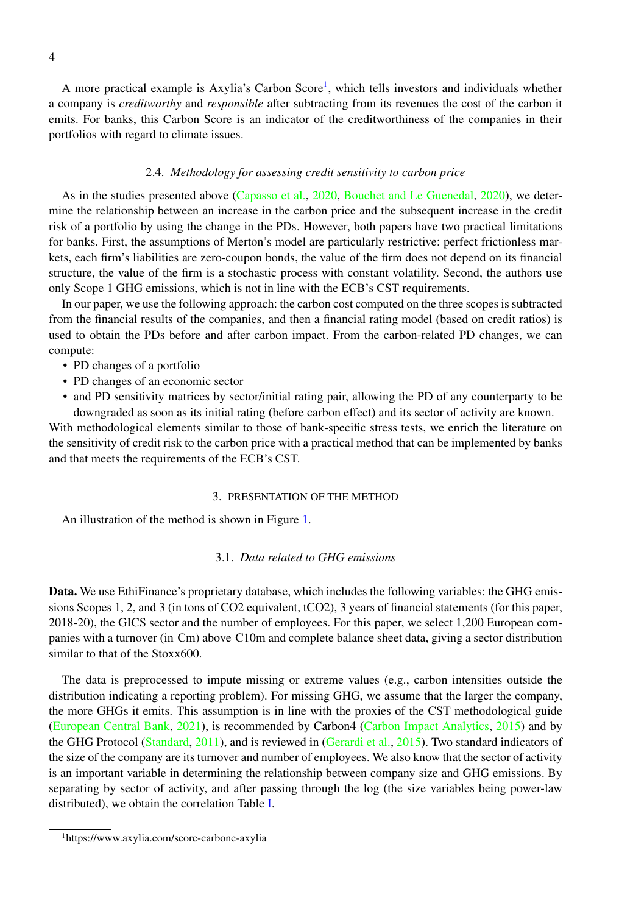A more practical example is Axylia's Carbon Score[1], which tells investors and individuals whether a company is *creditworthy* and *responsible* after subtracting from its revenues the cost of the carbon it emits. For banks, this Carbon Score is an indicator of the creditworthiness of the companies in their portfolios with regard to climate issues.

### 2.4. *Methodology for assessing credit sensitivity to carbon price*

As in the studies presented above (Capasso et al., 2020, Bouchet and Le Guenedal, 2020), we determine the relationship between an increase in the carbon price and the subsequent increase in the credit risk of a portfolio by using the change in the PDs. However, both papers have two practical limitations for banks. First, the assumptions of Merton's model are particularly restrictive: perfect frictionless markets, each firm's liabilities are zero-coupon bonds, the value of the firm does not depend on its financial structure, the value of the firm is a stochastic process with constant volatility. Second, the authors use only Scope 1 GHG emissions, which is not in line with the ECB's CST requirements.

In our paper, we use the following approach: the carbon cost computed on the three scopes is subtracted from the financial results of the companies, and then a financial rating model (based on credit ratios) is used to obtain the PDs before and after carbon impact. From the carbon-related PD changes, we can compute:

- PD changes of a portfolio
- PD changes of an economic sector
- and PD sensitivity matrices by sector/initial rating pair, allowing the PD of any counterparty to be downgraded as soon as its initial rating (before carbon effect) and its sector of activity are known.

With methodological elements similar to those of bank-specific stress tests, we enrich the literature on the sensitivity of credit risk to the carbon price with a practical method that can be implemented by banks and that meets the requirements of the ECB's CST.

## 3. PRESENTATION OF THE METHOD

An illustration of the method is shown in Figure 1.

### 3.1. *Data related to GHG emissions*

**Data.** We use EthiFinance's proprietary database, which includes the following variables: the GHG emissions Scopes 1, 2, and 3 (in tons of CO2 equivalent, tCO2), 3 years of financial statements (for this paper, 2018-20), the GICS sector and the number of employees. For this paper, we select 1,200 European companies with a turnover (in €m) above €10m and complete balance sheet data, giving a sector distribution similar to that of the Stoxx600.

The data is preprocessed to impute missing or extreme values (e.g., carbon intensities outside the distribution indicating a reporting problem). For missing GHG, we assume that the larger the company, the more GHGs it emits. This assumption is in line with the proxies of the CST methodological guide (European Central Bank, 2021), is recommended by Carbon4 (Carbon Impact Analytics, 2015) and by the GHG Protocol (Standard, 2011), and is reviewed in (Gerardi et al., 2015). Two standard indicators of the size of the company are its turnover and number of employees. We also know that the sector of activity is an important variable in determining the relationship between company size and GHG emissions. By separating by sector of activity, and after passing through the log (the size variables being power-law distributed), we obtain the correlation Table I.

[1] https://www.axylia.com/score-carbone-axylia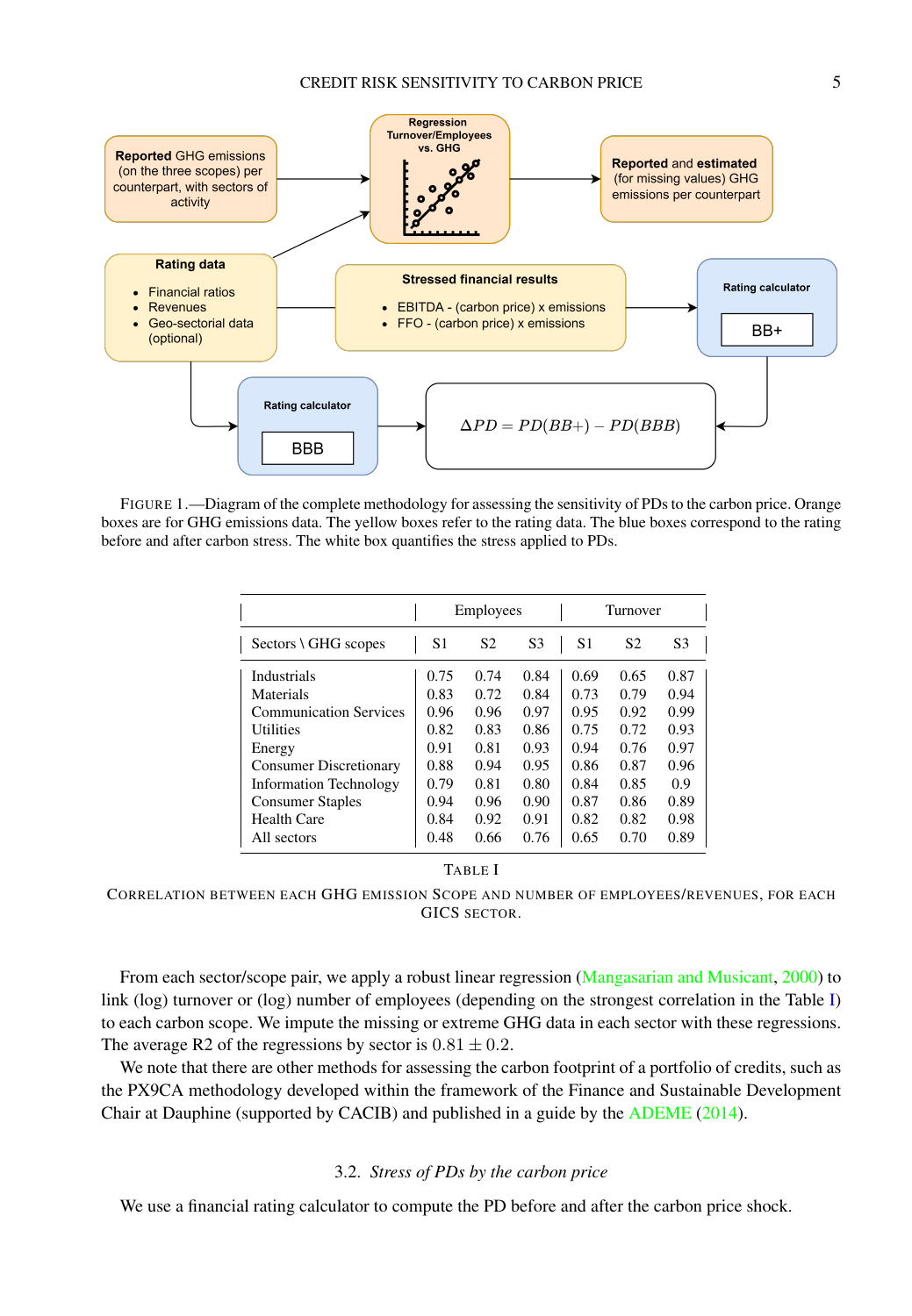FIGURE 1.—Diagram of the complete methodology for assessing the sensitivity of PDs to the carbon price. Orange boxes are for GHG emissions data. The yellow boxes refer to the rating data. The blue boxes correspond to the rating before and after carbon stress. The white box quantifies the stress applied to PDs.

| | Employees | | | Turnover | | |
|---|---|---|---|---|---|---|
| Sectors \ GHG scopes | S1 | S2 | S3 | S1 | S2 | S3 |
| Industrials | 0.75 | 0.74 | 0.84 | 0.69 | 0.65 | 0.87 |
| Materials | 0.83 | 0.72 | 0.84 | 0.73 | 0.79 | 0.94 |
| Communication Services | 0.96 | 0.96 | 0.97 | 0.95 | 0.92 | 0.99 |
| Utilities | 0.82 | 0.83 | 0.86 | 0.75 | 0.72 | 0.93 |
| Energy | 0.91 | 0.81 | 0.93 | 0.94 | 0.76 | 0.97 |
| Consumer Discretionary | 0.88 | 0.94 | 0.95 | 0.86 | 0.87 | 0.96 |
| Information Technology | 0.79 | 0.81 | 0.80 | 0.84 | 0.85 | 0.9 |
| Consumer Staples | 0.94 | 0.96 | 0.90 | 0.87 | 0.86 | 0.89 |
| Health Care | 0.84 | 0.92 | 0.91 | 0.82 | 0.82 | 0.98 |
| All sectors | 0.48 | 0.66 | 0.76 | 0.65 | 0.70 | 0.89 |

TABLE I

CORRELATION BETWEEN EACH GHG EMISSION SCOPE AND NUMBER OF EMPLOYEES/REVENUES, FOR EACH GICS SECTOR.

From each sector/scope pair, we apply a robust linear regression (Mangasarian and Musicant, 2000) to link (log) turnover or (log) number of employees (depending on the strongest correlation in the Table I) to each carbon scope. We impute the missing or extreme GHG data in each sector with these regressions. The average R2 of the regressions by sector is $0.81 \pm 0.2$.

We note that there are other methods for assessing the carbon footprint of a portfolio of credits, such as the PX9CA methodology developed within the framework of the Finance and Sustainable Development Chair at Dauphine (supported by CACIB) and published in a guide by the ADEME (2014).

### 3.2. *Stress of PDs by the carbon price*

We use a financial rating calculator to compute the PD before and after the carbon price shock.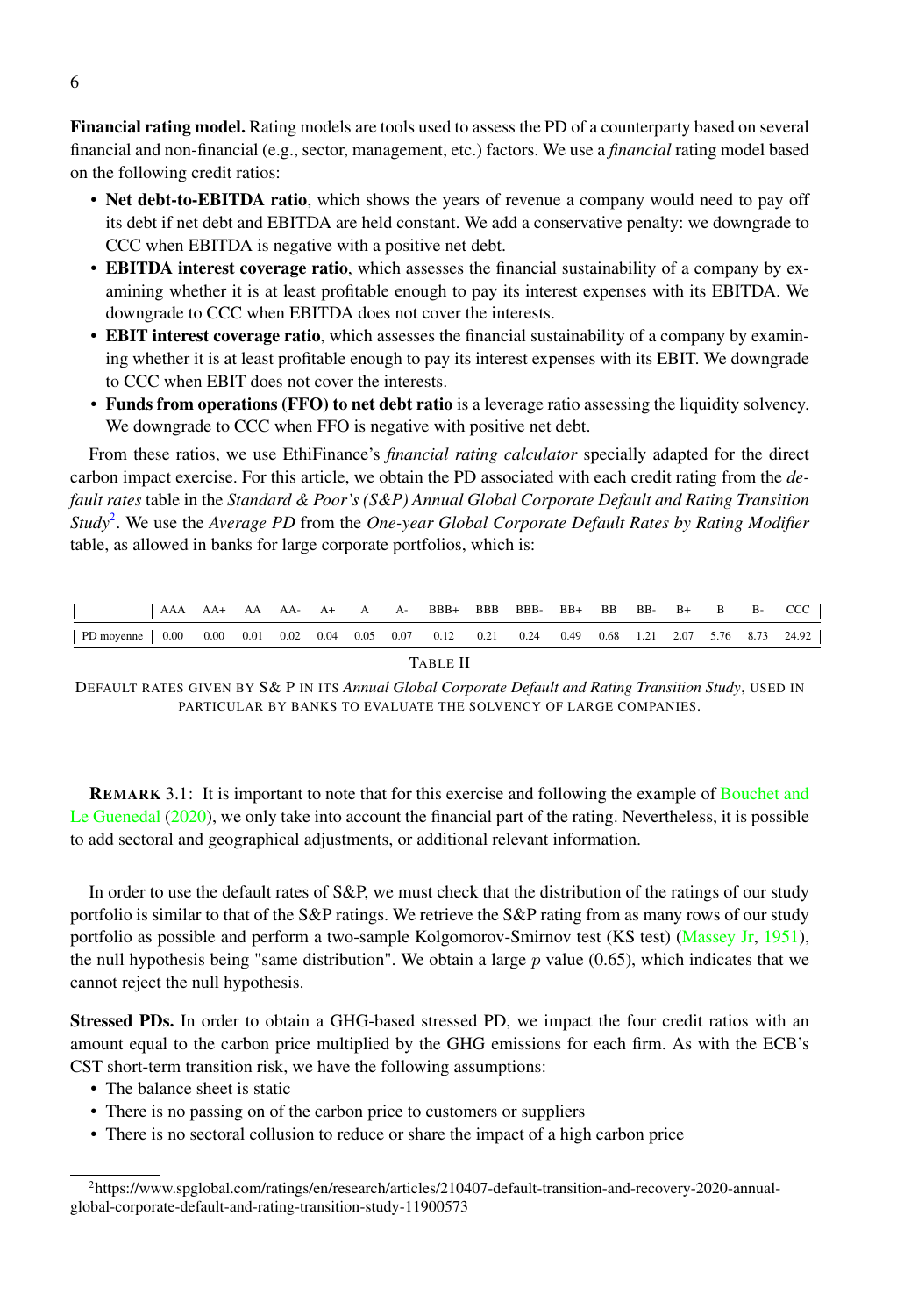**Financial rating model.** Rating models are tools used to assess the PD of a counterparty based on several financial and non-financial (e.g., sector, management, etc.) factors. We use a *financial* rating model based on the following credit ratios:

- **Net debt-to-EBITDA ratio**, which shows the years of revenue a company would need to pay off its debt if net debt and EBITDA are held constant. We add a conservative penalty: we downgrade to CCC when EBITDA is negative with a positive net debt.
- **EBITDA interest coverage ratio**, which assesses the financial sustainability of a company by examining whether it is at least profitable enough to pay its interest expenses with its EBITDA. We downgrade to CCC when EBITDA does not cover the interests.
- **EBIT interest coverage ratio**, which assesses the financial sustainability of a company by examining whether it is at least profitable enough to pay its interest expenses with its EBIT. We downgrade to CCC when EBIT does not cover the interests.
- **Funds from operations (FFO) to net debt ratio** is a leverage ratio assessing the liquidity solvency. We downgrade to CCC when FFO is negative with positive net debt.

From these ratios, we use EthiFinance's *financial rating calculator* specially adapted for the direct carbon impact exercise. For this article, we obtain the PD associated with each credit rating from the *default rates* table in the *Standard & Poor's (S&P) Annual Global Corporate Default and Rating Transition Study*[2]. We use the *Average PD* from the *One-year Global Corporate Default Rates by Rating Modifier* table, as allowed in banks for large corporate portfolios, which is:

| | AAA | AA+ | AA | AA- | A+ | A | A- | BBB+ | BBB | BBB- | BB+ | BB | BB- | B+ | B | B- | CCC |
|---|---|---|---|---|---|---|---|---|---|---|---|---|---|---|---|---|---|
| PD moyenne | 0.00 | 0.00 | 0.01 | 0.02 | 0.04 | 0.05 | 0.07 | 0.12 | 0.21 | 0.24 | 0.49 | 0.68 | 1.21 | 2.07 | 5.76 | 8.73 | 24.92 |

TABLE II

DEFAULT RATES GIVEN BY S& P IN ITS *Annual Global Corporate Default and Rating Transition Study*, USED IN PARTICULAR BY BANKS TO EVALUATE THE SOLVENCY OF LARGE COMPANIES.

**REMARK** 3.1: It is important to note that for this exercise and following the example of Bouchet and Le Guenedal (2020), we only take into account the financial part of the rating. Nevertheless, it is possible to add sectoral and geographical adjustments, or additional relevant information.

In order to use the default rates of S&P, we must check that the distribution of the ratings of our study portfolio is similar to that of the S&P ratings. We retrieve the S&P rating from as many rows of our study portfolio as possible and perform a two-sample Kolgomorov-Smirnov test (KS test) (Massey Jr, 1951), the null hypothesis being "same distribution". We obtain a large $p$ value (0.65), which indicates that we cannot reject the null hypothesis.

**Stressed PDs.** In order to obtain a GHG-based stressed PD, we impact the four credit ratios with an amount equal to the carbon price multiplied by the GHG emissions for each firm. As with the ECB's CST short-term transition risk, we have the following assumptions:

- The balance sheet is static
- There is no passing on of the carbon price to customers or suppliers
- There is no sectoral collusion to reduce or share the impact of a high carbon price

[2] https://www.spglobal.com/ratings/en/research/articles/210407-default-transition-and-recovery-2020-annual-global-corporate-default-and-rating-transition-study-11900573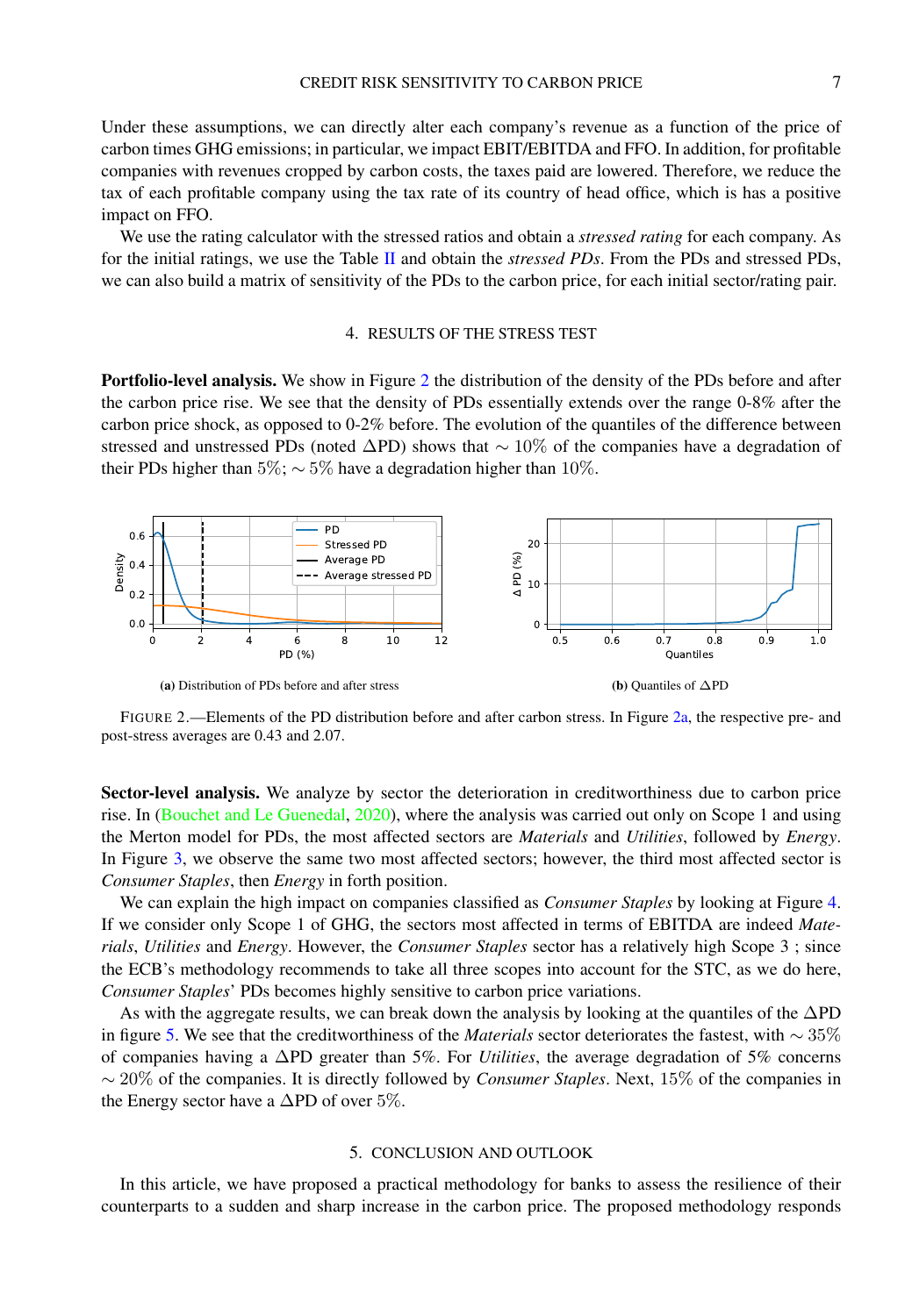Under these assumptions, we can directly alter each company's revenue as a function of the price of carbon times GHG emissions; in particular, we impact EBIT/EBITDA and FFO. In addition, for profitable companies with revenues cropped by carbon costs, the taxes paid are lowered. Therefore, we reduce the tax of each profitable company using the tax rate of its country of head office, which is has a positive impact on FFO.

We use the rating calculator with the stressed ratios and obtain a *stressed rating* for each company. As for the initial ratings, we use the Table II and obtain the *stressed PDs*. From the PDs and stressed PDs, we can also build a matrix of sensitivity of the PDs to the carbon price, for each initial sector/rating pair.

## 4. RESULTS OF THE STRESS TEST

**Portfolio-level analysis.** We show in Figure 2 the distribution of the density of the PDs before and after the carbon price rise. We see that the density of PDs essentially extends over the range 0-8% after the carbon price shock, as opposed to 0-2% before. The evolution of the quantiles of the difference between stressed and unstressed PDs (noted $\Delta$PD) shows that $\sim 10\%$ of the companies have a degradation of their PDs higher than $5\%$; $\sim 5\%$ have a degradation higher than $10\%$.

**(a)** Distribution of PDs before and after stress

**(b)** Quantiles of $\Delta$PD

FIGURE 2.—Elements of the PD distribution before and after carbon stress. In Figure 2a, the respective pre- and post-stress averages are 0.43 and 2.07.

**Sector-level analysis.** We analyze by sector the deterioration in creditworthiness due to carbon price rise. In (Bouchet and Le Guenedal, 2020), where the analysis was carried out only on Scope 1 and using the Merton model for PDs, the most affected sectors are *Materials* and *Utilities*, followed by *Energy*. In Figure 3, we observe the same two most affected sectors; however, the third most affected sector is *Consumer Staples*, then *Energy* in forth position.

We can explain the high impact on companies classified as *Consumer Staples* by looking at Figure 4. If we consider only Scope 1 of GHG, the sectors most affected in terms of EBITDA are indeed *Materials*, *Utilities* and *Energy*. However, the *Consumer Staples* sector has a relatively high Scope 3 ; since the ECB's methodology recommends to take all three scopes into account for the STC, as we do here, *Consumer Staples*' PDs becomes highly sensitive to carbon price variations.

As with the aggregate results, we can break down the analysis by looking at the quantiles of the $\Delta$PD in figure 5. We see that the creditworthiness of the *Materials* sector deteriorates the fastest, with $\sim 35\%$ of companies having a $\Delta$PD greater than $5\%$. For *Utilities*, the average degradation of $5\%$ concerns $\sim 20\%$ of the companies. It is directly followed by *Consumer Staples*. Next, $15\%$ of the companies in the Energy sector have a $\Delta$PD of over $5\%$.

## 5. CONCLUSION AND OUTLOOK

In this article, we have proposed a practical methodology for banks to assess the resilience of their counterparts to a sudden and sharp increase in the carbon price. The proposed methodology responds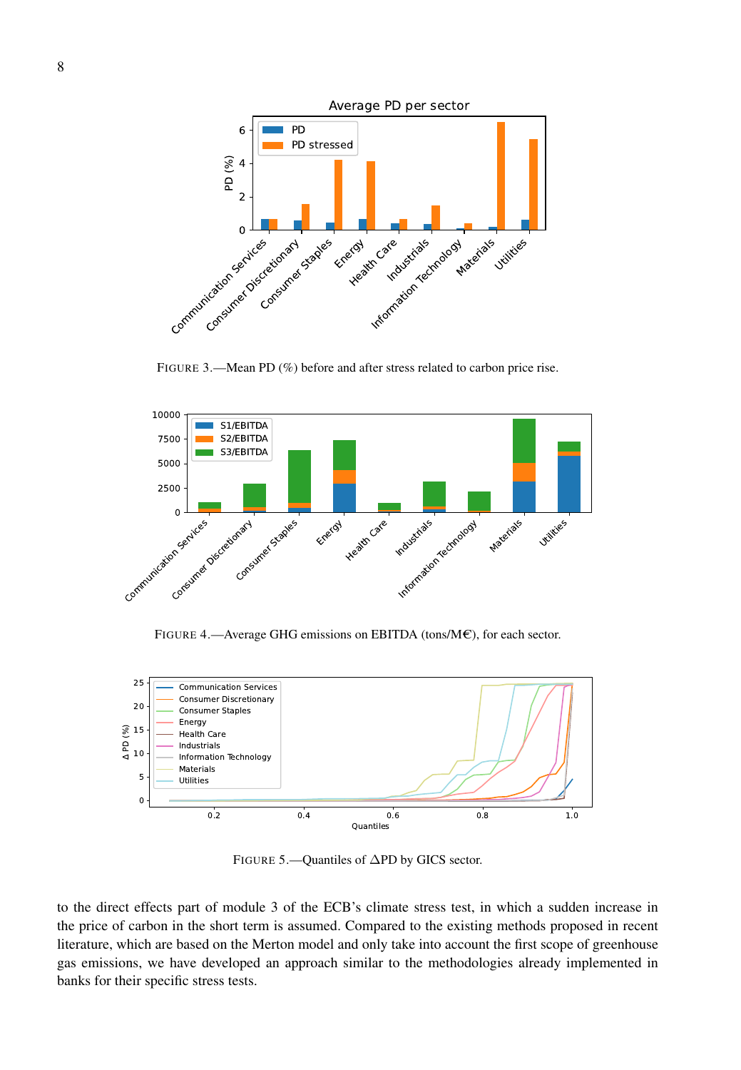FIGURE 3.—Mean PD (%) before and after stress related to carbon price rise.

FIGURE 4.—Average GHG emissions on EBITDA (tons/M€), for each sector.

FIGURE 5.—Quantiles of ΔPD by GICS sector.

to the direct effects part of module 3 of the ECB's climate stress test, in which a sudden increase in the price of carbon in the short term is assumed. Compared to the existing methods proposed in recent literature, which are based on the Merton model and only take into account the first scope of greenhouse gas emissions, we have developed an approach similar to the methodologies already implemented in banks for their specific stress tests.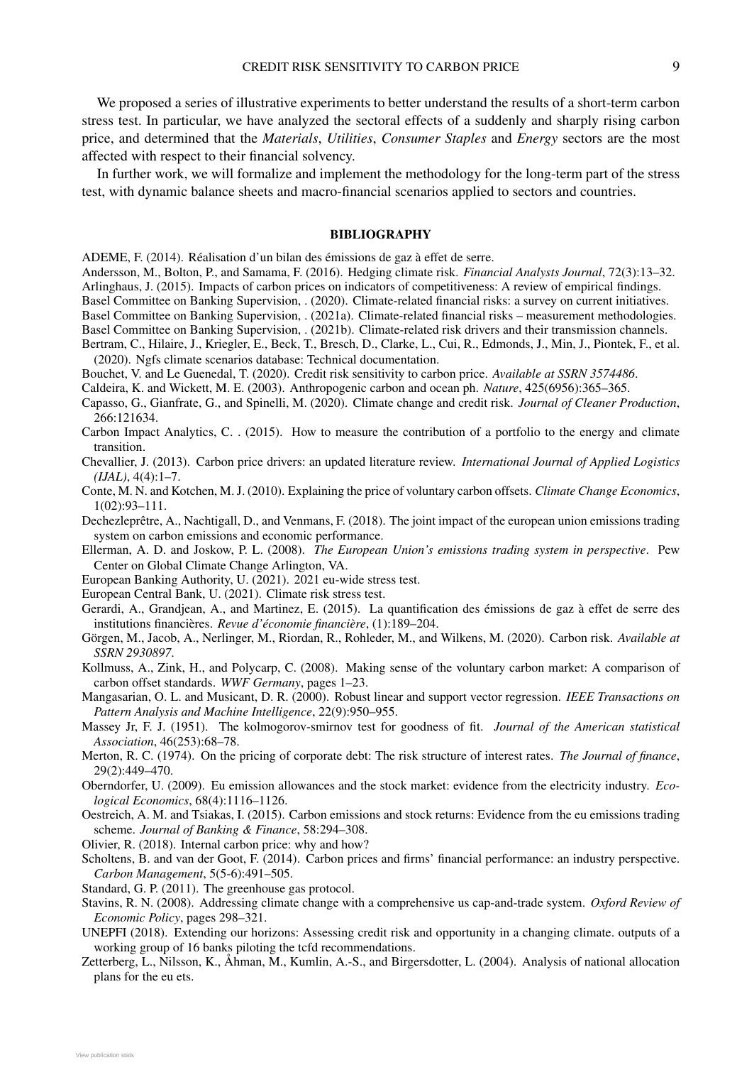We proposed a series of illustrative experiments to better understand the results of a short-term carbon stress test. In particular, we have analyzed the sectoral effects of a suddenly and sharply rising carbon price, and determined that the *Materials*, *Utilities*, *Consumer Staples* and *Energy* sectors are the most affected with respect to their financial solvency.

In further work, we will formalize and implement the methodology for the long-term part of the stress test, with dynamic balance sheets and macro-financial scenarios applied to sectors and countries.

## BIBLIOGRAPHY

ADEME, F. (2014). Réalisation d'un bilan des émissions de gaz à effet de serre.

Andersson, M., Bolton, P., and Samama, F. (2016). Hedging climate risk. *Financial Analysts Journal*, 72(3):13–32.

Arlinghaus, J. (2015). Impacts of carbon prices on indicators of competitiveness: A review of empirical findings.

Basel Committee on Banking Supervision, . (2020). Climate-related financial risks: a survey on current initiatives.

Basel Committee on Banking Supervision, . (2021a). Climate-related financial risks – measurement methodologies.

Basel Committee on Banking Supervision, . (2021b). Climate-related risk drivers and their transmission channels.

Bertram, C., Hilaire, J., Kriegler, E., Beck, T., Bresch, D., Clarke, L., Cui, R., Edmonds, J., Min, J., Piontek, F., et al. (2020). Ngfs climate scenarios database: Technical documentation.

Bouchet, V. and Le Guenedal, T. (2020). Credit risk sensitivity to carbon price. *Available at SSRN 3574486*.

Caldeira, K. and Wickett, M. E. (2003). Anthropogenic carbon and ocean ph. *Nature*, 425(6956):365–365.

Capasso, G., Gianfrate, G., and Spinelli, M. (2020). Climate change and credit risk. *Journal of Cleaner Production*, 266:121634.

Carbon Impact Analytics, C. . (2015). How to measure the contribution of a portfolio to the energy and climate transition.

Chevallier, J. (2013). Carbon price drivers: an updated literature review. *International Journal of Applied Logistics (IJAL)*, 4(4):1–7.

Conte, M. N. and Kotchen, M. J. (2010). Explaining the price of voluntary carbon offsets. *Climate Change Economics*, 1(02):93–111.

Dechezleprêtre, A., Nachtigall, D., and Venmans, F. (2018). The joint impact of the european union emissions trading system on carbon emissions and economic performance.

Ellerman, A. D. and Joskow, P. L. (2008). *The European Union's emissions trading system in perspective*. Pew Center on Global Climate Change Arlington, VA.

European Banking Authority, U. (2021). 2021 eu-wide stress test.

European Central Bank, U. (2021). Climate risk stress test.

Gerardi, A., Grandjean, A., and Martinez, E. (2015). La quantification des émissions de gaz à effet de serre des institutions financières. *Revue d'économie financière*, (1):189–204.

Görgen, M., Jacob, A., Nerlinger, M., Riordan, R., Rohleder, M., and Wilkens, M. (2020). Carbon risk. *Available at SSRN 2930897*.

Kollmuss, A., Zink, H., and Polycarp, C. (2008). Making sense of the voluntary carbon market: A comparison of carbon offset standards. *WWF Germany*, pages 1–23.

Mangasarian, O. L. and Musicant, D. R. (2000). Robust linear and support vector regression. *IEEE Transactions on Pattern Analysis and Machine Intelligence*, 22(9):950–955.

Massey Jr, F. J. (1951). The kolmogorov-smirnov test for goodness of fit. *Journal of the American statistical Association*, 46(253):68–78.

Merton, R. C. (1974). On the pricing of corporate debt: The risk structure of interest rates. *The Journal of finance*, 29(2):449–470.

Oberndorfer, U. (2009). Eu emission allowances and the stock market: evidence from the electricity industry. *Ecological Economics*, 68(4):1116–1126.

Oestreich, A. M. and Tsiakas, I. (2015). Carbon emissions and stock returns: Evidence from the eu emissions trading scheme. *Journal of Banking & Finance*, 58:294–308.

Olivier, R. (2018). Internal carbon price: why and how?

Scholtens, B. and van der Goot, F. (2014). Carbon prices and firms' financial performance: an industry perspective. *Carbon Management*, 5(5-6):491–505.

Standard, G. P. (2011). The greenhouse gas protocol.

Stavins, R. N. (2008). Addressing climate change with a comprehensive us cap-and-trade system. *Oxford Review of Economic Policy*, pages 298–321.

UNEPFI (2018). Extending our horizons: Assessing credit risk and opportunity in a changing climate. outputs of a working group of 16 banks piloting the tcfd recommendations.

Zetterberg, L., Nilsson, K., Åhman, M., Kumlin, A.-S., and Birgersdotter, L. (2004). Analysis of national allocation plans for the eu ets.